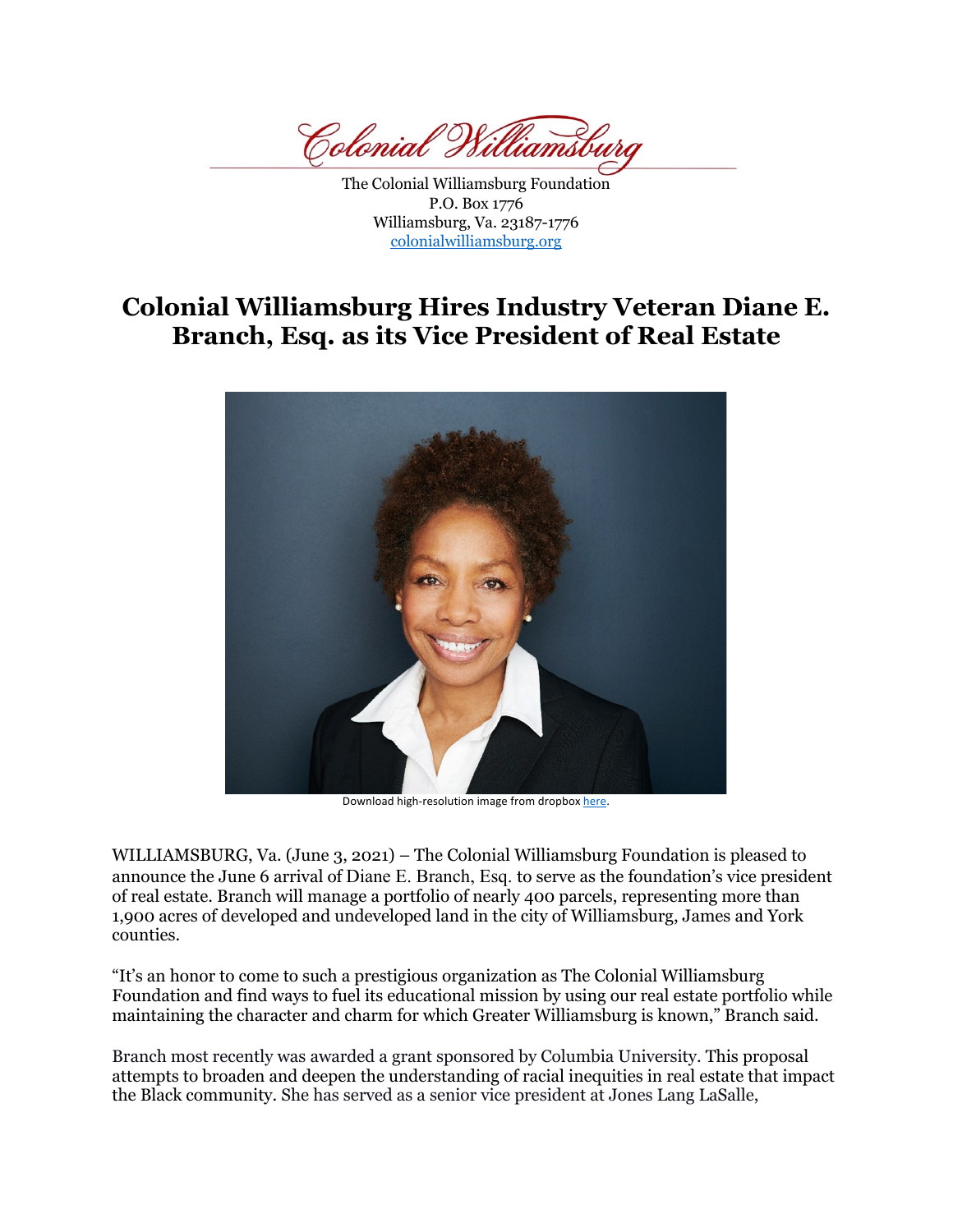Colonial Williamsburg

The Colonial Williamsburg Foundation
P.O. Box 1776
Williamsburg, Va. 23187-1776
colonialwilliamsburg.org

# Colonial Williamsburg Hires Industry Veteran Diane E. Branch, Esq. as its Vice President of Real Estate

Download high-resolution image from dropbox here.

WILLIAMSBURG, Va. (June 3, 2021) – The Colonial Williamsburg Foundation is pleased to announce the June 6 arrival of Diane E. Branch, Esq. to serve as the foundation's vice president of real estate. Branch will manage a portfolio of nearly 400 parcels, representing more than 1,900 acres of developed and undeveloped land in the city of Williamsburg, James and York counties.

"It's an honor to come to such a prestigious organization as The Colonial Williamsburg Foundation and find ways to fuel its educational mission by using our real estate portfolio while maintaining the character and charm for which Greater Williamsburg is known," Branch said.

Branch most recently was awarded a grant sponsored by Columbia University. This proposal attempts to broaden and deepen the understanding of racial inequities in real estate that impact the Black community. She has served as a senior vice president at Jones Lang LaSalle,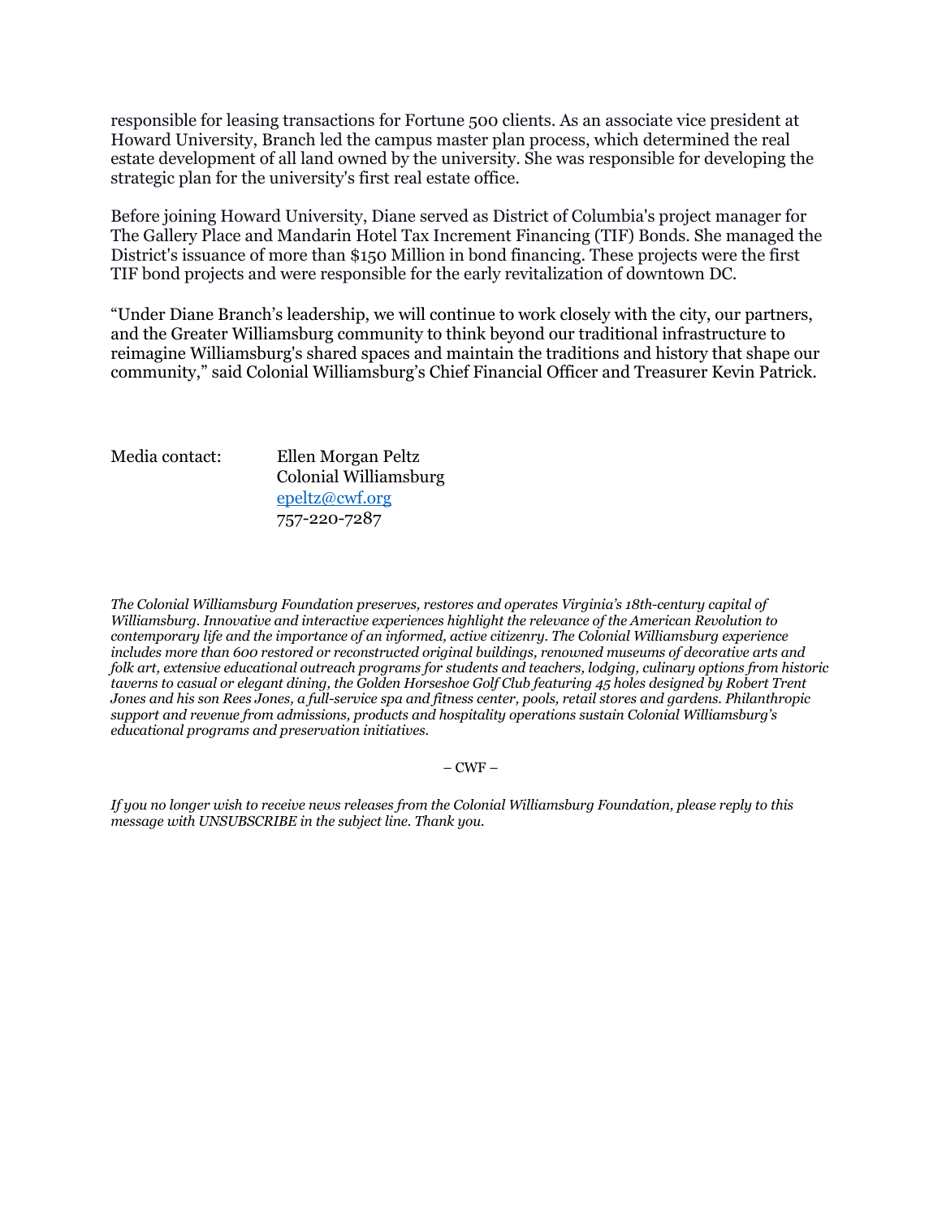responsible for leasing transactions for Fortune 500 clients. As an associate vice president at Howard University, Branch led the campus master plan process, which determined the real estate development of all land owned by the university. She was responsible for developing the strategic plan for the university's first real estate office.

Before joining Howard University, Diane served as District of Columbia's project manager for The Gallery Place and Mandarin Hotel Tax Increment Financing (TIF) Bonds. She managed the District's issuance of more than $150 Million in bond financing. These projects were the first TIF bond projects and were responsible for the early revitalization of downtown DC.

"Under Diane Branch's leadership, we will continue to work closely with the city, our partners, and the Greater Williamsburg community to think beyond our traditional infrastructure to reimagine Williamsburg's shared spaces and maintain the traditions and history that shape our community," said Colonial Williamsburg's Chief Financial Officer and Treasurer Kevin Patrick.

Media contact: Ellen Morgan Peltz
Colonial Williamsburg
[epeltz@cwf.org](mailto:epeltz@cwf.org)
757-220-7287

*The Colonial Williamsburg Foundation preserves, restores and operates Virginia's 18th-century capital of Williamsburg. Innovative and interactive experiences highlight the relevance of the American Revolution to contemporary life and the importance of an informed, active citizenry. The Colonial Williamsburg experience includes more than 600 restored or reconstructed original buildings, renowned museums of decorative arts and folk art, extensive educational outreach programs for students and teachers, lodging, culinary options from historic taverns to casual or elegant dining, the Golden Horseshoe Golf Club featuring 45 holes designed by Robert Trent Jones and his son Rees Jones, a full-service spa and fitness center, pools, retail stores and gardens. Philanthropic support and revenue from admissions, products and hospitality operations sustain Colonial Williamsburg's educational programs and preservation initiatives.*

– CWF –

*If you no longer wish to receive news releases from the Colonial Williamsburg Foundation, please reply to this message with UNSUBSCRIBE in the subject line. Thank you.*